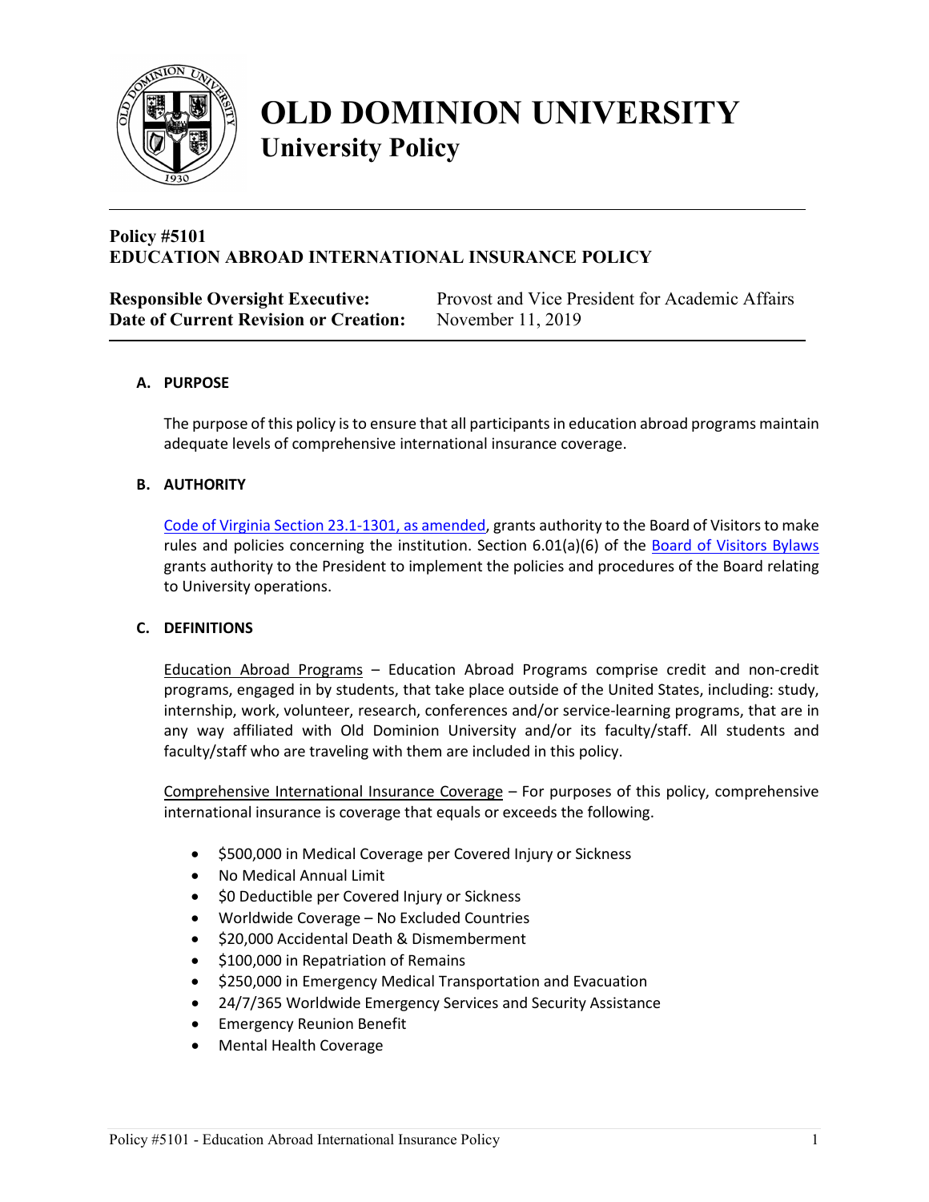# OLD DOMINION UNIVERSITY
## University Policy

**Policy #5101**
**EDUCATION ABROAD INTERNATIONAL INSURANCE POLICY**

**Responsible Oversight Executive:** Provost and Vice President for Academic Affairs
**Date of Current Revision or Creation:** November 11, 2019

### A. PURPOSE

The purpose of this policy is to ensure that all participants in education abroad programs maintain adequate levels of comprehensive international insurance coverage.

### B. AUTHORITY

Code of Virginia Section 23.1-1301, as amended, grants authority to the Board of Visitors to make rules and policies concerning the institution. Section 6.01(a)(6) of the Board of Visitors Bylaws grants authority to the President to implement the policies and procedures of the Board relating to University operations.

### C. DEFINITIONS

Education Abroad Programs – Education Abroad Programs comprise credit and non-credit programs, engaged in by students, that take place outside of the United States, including: study, internship, work, volunteer, research, conferences and/or service-learning programs, that are in any way affiliated with Old Dominion University and/or its faculty/staff. All students and faculty/staff who are traveling with them are included in this policy.

Comprehensive International Insurance Coverage – For purposes of this policy, comprehensive international insurance is coverage that equals or exceeds the following.

- $500,000 in Medical Coverage per Covered Injury or Sickness
- No Medical Annual Limit
- $0 Deductible per Covered Injury or Sickness
- Worldwide Coverage – No Excluded Countries
- $20,000 Accidental Death & Dismemberment
- $100,000 in Repatriation of Remains
- $250,000 in Emergency Medical Transportation and Evacuation
- 24/7/365 Worldwide Emergency Services and Security Assistance
- Emergency Reunion Benefit
- Mental Health Coverage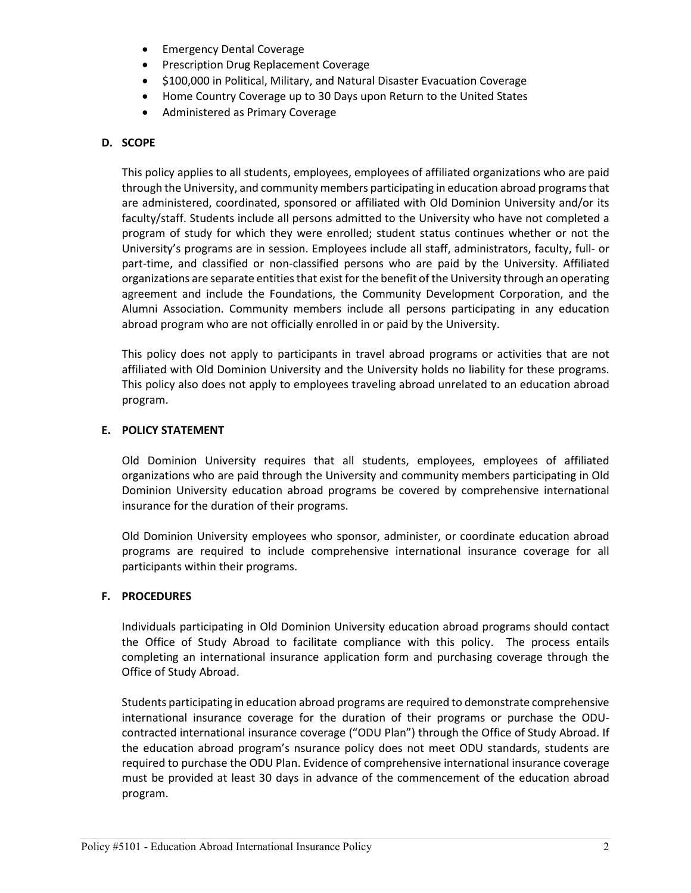- Emergency Dental Coverage
- Prescription Drug Replacement Coverage
- $100,000 in Political, Military, and Natural Disaster Evacuation Coverage
- Home Country Coverage up to 30 Days upon Return to the United States
- Administered as Primary Coverage

## D. SCOPE

This policy applies to all students, employees, employees of affiliated organizations who are paid through the University, and community members participating in education abroad programs that are administered, coordinated, sponsored or affiliated with Old Dominion University and/or its faculty/staff. Students include all persons admitted to the University who have not completed a program of study for which they were enrolled; student status continues whether or not the University's programs are in session. Employees include all staff, administrators, faculty, full- or part-time, and classified or non-classified persons who are paid by the University. Affiliated organizations are separate entities that exist for the benefit of the University through an operating agreement and include the Foundations, the Community Development Corporation, and the Alumni Association. Community members include all persons participating in any education abroad program who are not officially enrolled in or paid by the University.

This policy does not apply to participants in travel abroad programs or activities that are not affiliated with Old Dominion University and the University holds no liability for these programs. This policy also does not apply to employees traveling abroad unrelated to an education abroad program.

## E. POLICY STATEMENT

Old Dominion University requires that all students, employees, employees of affiliated organizations who are paid through the University and community members participating in Old Dominion University education abroad programs be covered by comprehensive international insurance for the duration of their programs.

Old Dominion University employees who sponsor, administer, or coordinate education abroad programs are required to include comprehensive international insurance coverage for all participants within their programs.

## F. PROCEDURES

Individuals participating in Old Dominion University education abroad programs should contact the Office of Study Abroad to facilitate compliance with this policy. The process entails completing an international insurance application form and purchasing coverage through the Office of Study Abroad.

Students participating in education abroad programs are required to demonstrate comprehensive international insurance coverage for the duration of their programs or purchase the ODU-contracted international insurance coverage ("ODU Plan") through the Office of Study Abroad. If the education abroad program's nsurance policy does not meet ODU standards, students are required to purchase the ODU Plan. Evidence of comprehensive international insurance coverage must be provided at least 30 days in advance of the commencement of the education abroad program.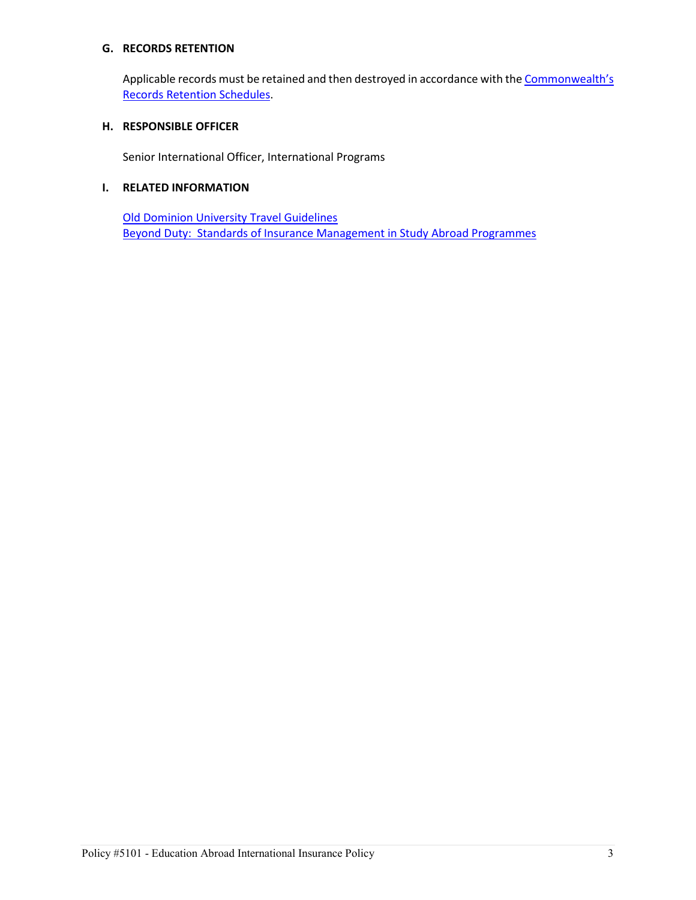## G. RECORDS RETENTION

Applicable records must be retained and then destroyed in accordance with the Commonwealth's Records Retention Schedules.

## H. RESPONSIBLE OFFICER

Senior International Officer, International Programs

## I. RELATED INFORMATION

Old Dominion University Travel Guidelines
Beyond Duty: Standards of Insurance Management in Study Abroad Programmes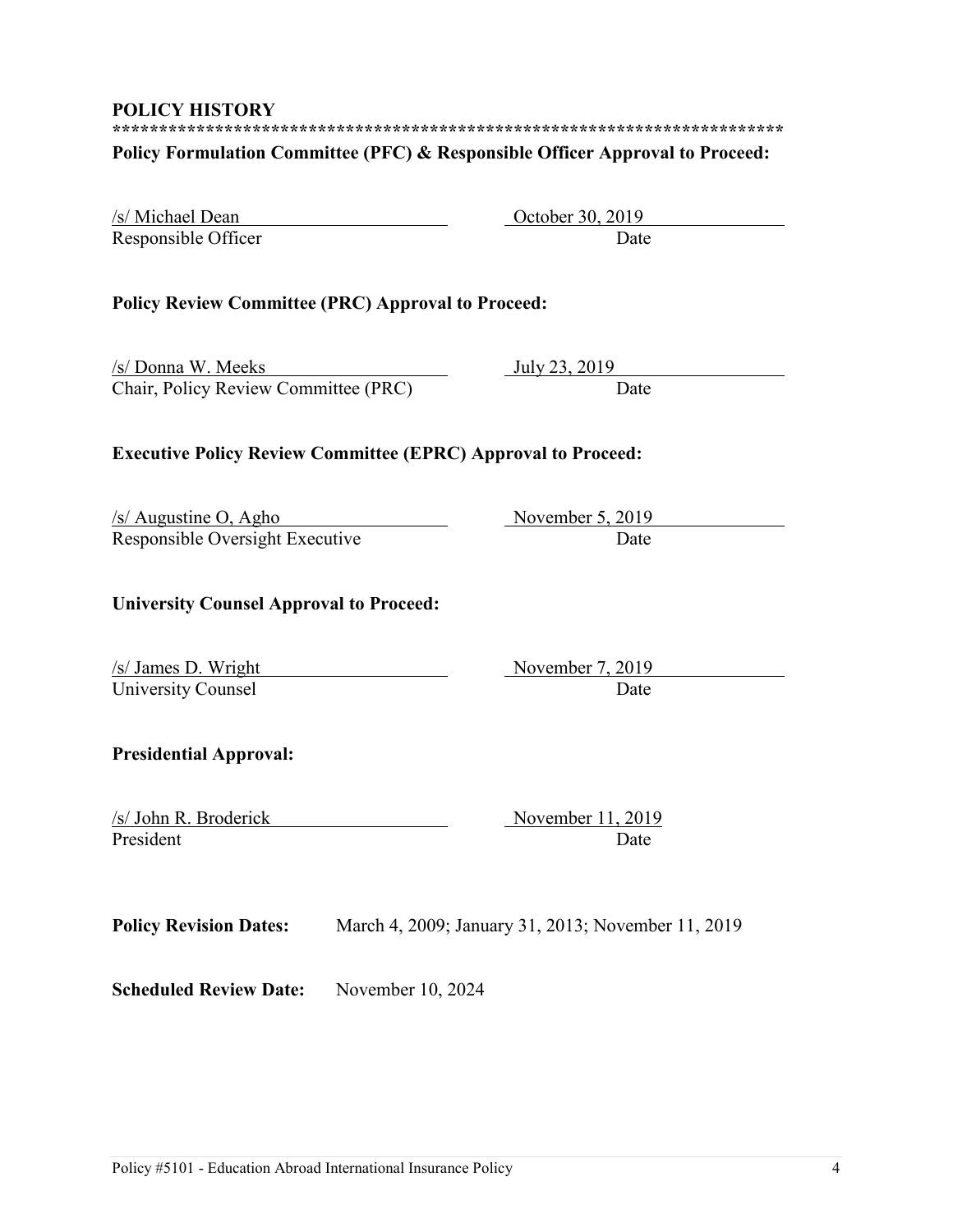**POLICY HISTORY**

**\*\*\*\*\*\*\*\*\*\*\*\*\*\*\*\*\*\*\*\*\*\*\*\*\*\*\*\*\*\*\*\*\*\*\*\*\*\*\*\*\*\*\*\*\*\*\*\*\*\*\*\*\*\*\*\*\*\*\*\*\*\*\*\*\*\*\*\*\*\*\*\*\*\***

**Policy Formulation Committee (PFC) & Responsible Officer Approval to Proceed:**

/s/ Michael Dean — October 30, 2019
Responsible Officer — Date

**Policy Review Committee (PRC) Approval to Proceed:**

/s/ Donna W. Meeks — July 23, 2019
Chair, Policy Review Committee (PRC) — Date

**Executive Policy Review Committee (EPRC) Approval to Proceed:**

/s/ Augustine O, Agho — November 5, 2019
Responsible Oversight Executive — Date

**University Counsel Approval to Proceed:**

/s/ James D. Wright — November 7, 2019
University Counsel — Date

**Presidential Approval:**

/s/ John R. Broderick — November 11, 2019
President — Date

**Policy Revision Dates:** March 4, 2009; January 31, 2013; November 11, 2019

**Scheduled Review Date:** November 10, 2024